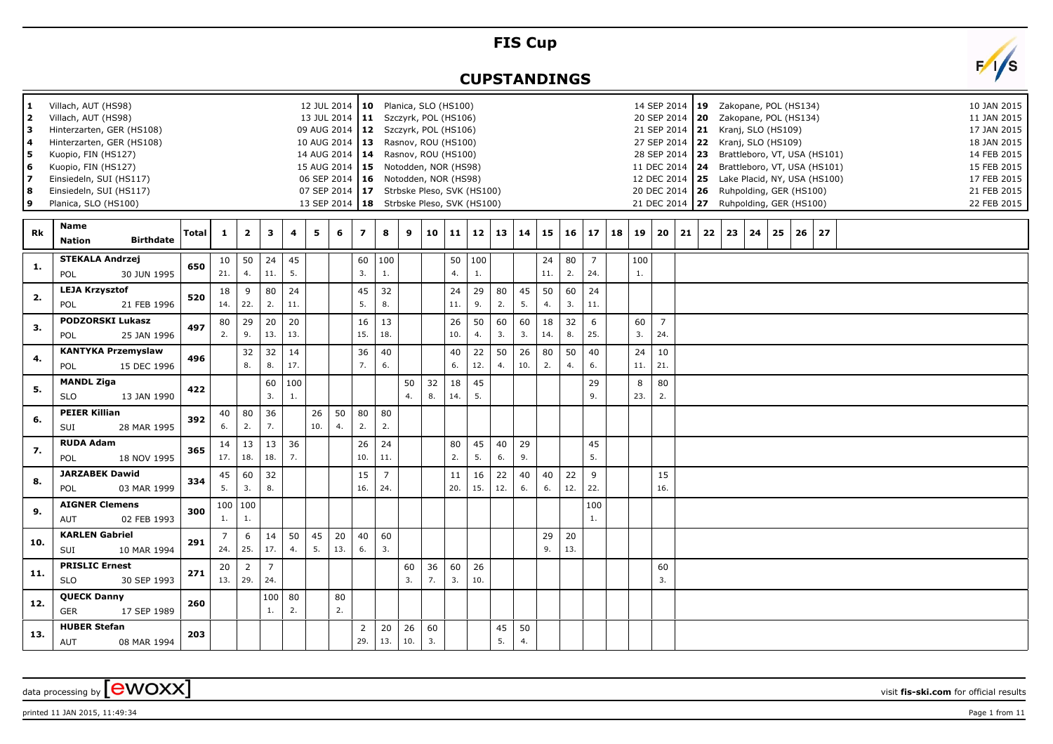# FIS Cup

## CUPSTANDINGS

| # | Venue | Date |
|---|---|---|
| 1 | Villach, AUT (HS98) | 12 JUL 2014 |
| 2 | Villach, AUT (HS98) | 13 JUL 2014 |
| 3 | Hinterzarten, GER (HS108) | 09 AUG 2014 |
| 4 | Hinterzarten, GER (HS108) | 10 AUG 2014 |
| 5 | Kuopio, FIN (HS127) | 14 AUG 2014 |
| 6 | Kuopio, FIN (HS127) | 15 AUG 2014 |
| 7 | Einsiedeln, SUI (HS117) | 06 SEP 2014 |
| 8 | Einsiedeln, SUI (HS117) | 07 SEP 2014 |
| 9 | Planica, SLO (HS100) | 13 SEP 2014 |
| 10 | Planica, SLO (HS100) | 14 SEP 2014 |
| 11 | Szczyrk, POL (HS106) | 20 SEP 2014 |
| 12 | Szczyrk, POL (HS106) | 21 SEP 2014 |
| 13 | Rasnov, ROU (HS100) | 27 SEP 2014 |
| 14 | Rasnov, ROU (HS100) | 28 SEP 2014 |
| 15 | Notodden, NOR (HS98) | 11 DEC 2014 |
| 16 | Notodden, NOR (HS98) | 12 DEC 2014 |
| 17 | Strbske Pleso, SVK (HS100) | 20 DEC 2014 |
| 18 | Strbske Pleso, SVK (HS100) | 21 DEC 2014 |
| 19 | Zakopane, POL (HS134) | 10 JAN 2015 |
| 20 | Zakopane, POL (HS134) | 11 JAN 2015 |
| 21 | Kranj, SLO (HS109) | 17 JAN 2015 |
| 22 | Kranj, SLO (HS109) | 18 JAN 2015 |
| 23 | Brattleboro, VT, USA (HS101) | 14 FEB 2015 |
| 24 | Brattleboro, VT, USA (HS101) | 15 FEB 2015 |
| 25 | Lake Placid, NY, USA (HS100) | 17 FEB 2015 |
| 26 | Ruhpolding, GER (HS100) | 21 FEB 2015 |
| 27 | Ruhpolding, GER (HS100) | 22 FEB 2015 |

| Rk | Name / Nation / Birthdate | Total | 1 | 2 | 3 | 4 | 5 | 6 | 7 | 8 | 9 | 10 | 11 | 12 | 13 | 14 | 15 | 16 | 17 | 18 | 19 | 20 | 21 | 22 | 23 | 24 | 25 | 26 | 27 |
|---|---|---|---|---|---|---|---|---|---|---|---|---|---|---|---|---|---|---|---|---|---|---|---|---|---|---|---|---|---|
| 1. | STEKALA Andrzej POL 30 JUN 1995 | 650 | 10 (21.) | 50 (4.) | 24 (11.) | 45 (5.) | | | 60 (3.) | 100 (1.) | | | 50 (4.) | 100 (1.) | | | 24 (11.) | 80 (2.) | 7 (24.) | | 100 (1.) | | | | | | | | |
| 2. | LEJA Krzysztof POL 21 FEB 1996 | 520 | 18 (14.) | 9 (22.) | 80 (2.) | 24 (11.) | | | 45 (5.) | 32 (8.) | | | 24 (11.) | 29 (9.) | 80 (2.) | 45 (5.) | 50 (4.) | 60 (3.) | 24 (11.) | | | | | | | | | | |
| 3. | PODZORSKI Lukasz POL 25 JAN 1996 | 497 | 80 (2.) | 29 (9.) | 20 (13.) | 20 (13.) | | | 16 (15.) | 13 (18.) | | | 26 (10.) | 50 (4.) | 60 (3.) | 60 (3.) | 18 (14.) | 32 (8.) | 6 (25.) | | 60 (3.) | 7 (24.) | | | | | | | |
| 4. | KANTYKA Przemyslaw POL 15 DEC 1996 | 496 | | 32 (8.) | 32 (8.) | 14 (17.) | | | 36 (7.) | 40 (6.) | | | 40 (6.) | 22 (12.) | 50 (4.) | 26 (10.) | 80 (2.) | 50 (4.) | 40 (6.) | | 24 (11.) | 10 (21.) | | | | | | | |
| 5. | MANDL Ziga SLO 13 JAN 1990 | 422 | | | 60 (3.) | 100 (1.) | | | | | 50 (4.) | 32 (8.) | 18 (14.) | 45 (5.) | | | | | 29 (9.) | | 8 (23.) | 80 (2.) | | | | | | | |
| 6. | PEIER Killian SUI 28 MAR 1995 | 392 | 40 (6.) | 80 (2.) | 36 (7.) | | 26 (10.) | 50 (4.) | 80 (2.) | 80 (2.) | | | | | | | | | | | | | | | | | | | |
| 7. | RUDA Adam POL 18 NOV 1995 | 365 | 14 (17.) | 13 (18.) | 13 (18.) | 36 (7.) | | | 26 (10.) | 24 (11.) | | | 80 (2.) | 45 (5.) | 40 (6.) | 29 (9.) | | | 45 (5.) | | | | | | | | | | |
| 8. | JARZABEK Dawid POL 03 MAR 1999 | 334 | 45 (5.) | 60 (3.) | 32 (8.) | | | | 15 (16.) | 7 (24.) | | | 11 (20.) | 16 (15.) | 22 (12.) | 40 (6.) | 40 (6.) | 22 (12.) | 9 (22.) | | | 15 (16.) | | | | | | | |
| 9. | AIGNER Clemens AUT 02 FEB 1993 | 300 | 100 (1.) | 100 (1.) | | | | | | | | | | | | | | | 100 (1.) | | | | | | | | | | |
| 10. | KARLEN Gabriel SUI 10 MAR 1994 | 291 | 7 (24.) | 6 (25.) | 14 (17.) | 50 (4.) | 45 (5.) | 20 (13.) | 40 (6.) | 60 (3.) | | | | | | | 29 (9.) | 20 (13.) | | | | | | | | | | | |
| 11. | PRISLIC Ernest SLO 30 SEP 1993 | 271 | 20 (13.) | 2 (29.) | 7 (24.) | | | | | | 60 (3.) | 36 (7.) | 60 (3.) | 26 (10.) | | | | | | | | 60 (3.) | | | | | | | |
| 12. | QUECK Danny GER 17 SEP 1989 | 260 | | | 100 (1.) | 80 (2.) | | 80 (2.) | | | | | | | | | | | | | | | | | | | | | |
| 13. | HUBER Stefan AUT 08 MAR 1994 | 203 | | | | | | | 2 (29.) | 20 (13.) | 26 (10.) | 60 (3.) | | | 45 (5.) | 50 (4.) | | | | | | | | | | | | | |

data processing by [ewoxx] visit fis-ski.com for official results

printed 11 JAN 2015, 11:49:34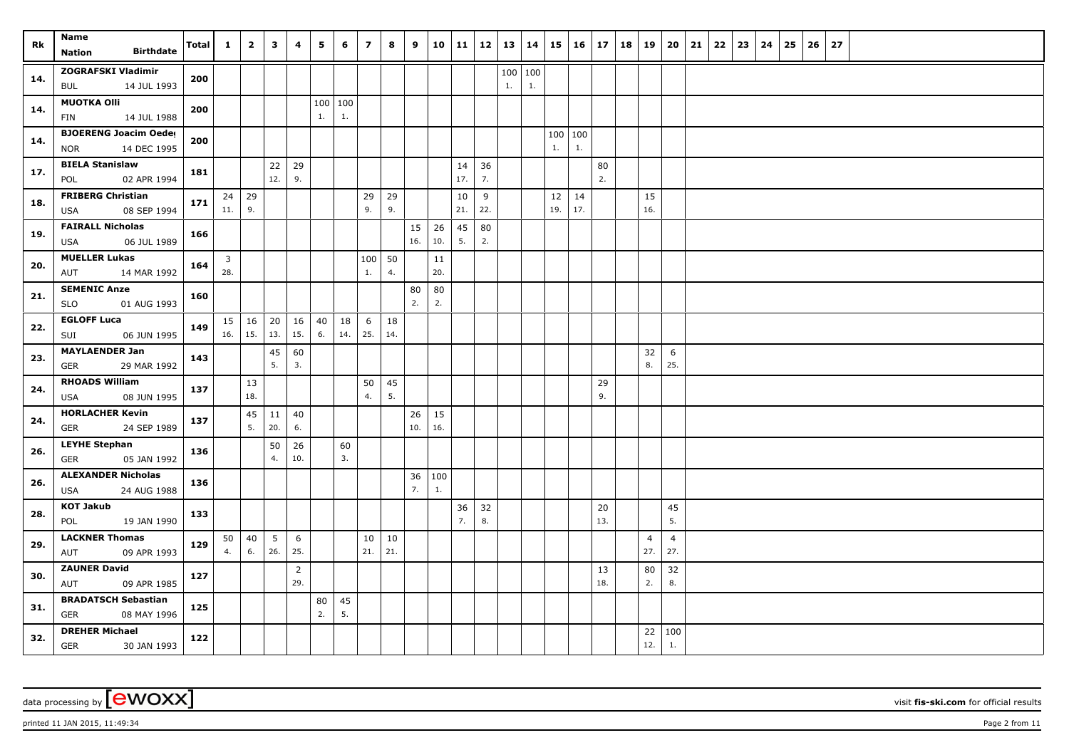| Rk | Name / Nation | Birthdate | Total | 1 | 2 | 3 | 4 | 5 | 6 | 7 | 8 | 9 | 10 | 11 | 12 | 13 | 14 | 15 | 16 | 17 | 18 | 19 | 20 | 21 | 22 | 23 | 24 | 25 | 26 | 27 |
|---|---|---|---|---|---|---|---|---|---|---|---|---|---|---|---|---|---|---|---|---|---|---|---|---|---|---|---|---|---|---|
| 14. | ZOGRAFSKI Vladimir BUL | 14 JUL 1993 | 200 | | | | | | | | | | | | | 100 1. | 100 1. | | | | | | | | | | | | | |
| 14. | MUOTKA Olli FIN | 14 JUL 1988 | 200 | | | | | 100 1. | 100 1. | | | | | | | | | | | | | | | | | | | | | |
| 14. | BJOERENG Joacim Oeder NOR | 14 DEC 1995 | 200 | | | | | | | | | | | | | | | 100 1. | 100 1. | | | | | | | | | | | |
| 17. | BIELA Stanislaw POL | 02 APR 1994 | 181 | | | 22 12. | 29 9. | | | | | | | 14 17. | 36 7. | | | | | 80 2. | | | | | | | | | | |
| 18. | FRIBERG Christian USA | 08 SEP 1994 | 171 | 24 11. | 29 9. | | | | | 29 9. | 29 9. | | | 10 21. | 9 22. | | | 12 19. | 14 17. | | | 15 16. | | | | | | | | |
| 19. | FAIRALL Nicholas USA | 06 JUL 1989 | 166 | | | | | | | | | 15 16. | 26 10. | 45 5. | 80 2. | | | | | | | | | | | | | | | |
| 20. | MUELLER Lukas AUT | 14 MAR 1992 | 164 | 3 28. | | | | | | 100 1. | 50 4. | | 11 20. | | | | | | | | | | | | | | | | | |
| 21. | SEMENIC Anze SLO | 01 AUG 1993 | 160 | | | | | | | | | 80 2. | 80 2. | | | | | | | | | | | | | | | | | |
| 22. | EGLOFF Luca SUI | 06 JUN 1995 | 149 | 15 16. | 16 15. | 20 13. | 16 15. | 40 6. | 18 14. | 6 25. | 18 14. | | | | | | | | | | | | | | | | | | | |
| 23. | MAYLAENDER Jan GER | 29 MAR 1992 | 143 | | | 45 5. | 60 3. | | | | | | | | | | | | | | | 32 8. | 6 25. | | | | | | | |
| 24. | RHOADS William USA | 08 JUN 1995 | 137 | | 13 18. | | | | | 50 4. | 45 5. | | | | | | | | | 29 9. | | | | | | | | | | |
| 24. | HORLACHER Kevin GER | 24 SEP 1989 | 137 | | 45 5. | 11 20. | 40 6. | | | | | 26 10. | 15 16. | | | | | | | | | | | | | | | | | |
| 26. | LEYHE Stephan GER | 05 JAN 1992 | 136 | | | 50 4. | 26 10. | | 60 3. | | | | | | | | | | | | | | | | | | | | | |
| 26. | ALEXANDER Nicholas USA | 24 AUG 1988 | 136 | | | | | | | | | 36 7. | 100 1. | | | | | | | | | | | | | | | | | |
| 28. | KOT Jakub POL | 19 JAN 1990 | 133 | | | | | | | | | | | 36 7. | 32 8. | | | | | 20 13. | | | 45 5. | | | | | | | |
| 29. | LACKNER Thomas AUT | 09 APR 1993 | 129 | 50 4. | 40 6. | 5 26. | 6 25. | | | 10 21. | 10 21. | | | | | | | | | | | 4 27. | 4 27. | | | | | | | |
| 30. | ZAUNER David AUT | 09 APR 1985 | 127 | | | | 2 29. | | | | | | | | | | | | | 13 18. | | 80 2. | 32 8. | | | | | | | |
| 31. | BRADATSCH Sebastian GER | 08 MAY 1996 | 125 | | | | | 80 2. | 45 5. | | | | | | | | | | | | | | | | | | | | | |
| 32. | DREHER Michael GER | 30 JAN 1993 | 122 | | | | | | | | | | | | | | | | | | | 22 12. | 100 1. | | | | | | | |

data processing by [ewoxx] visit fis-ski.com for official results

printed 11 JAN 2015, 11:49:34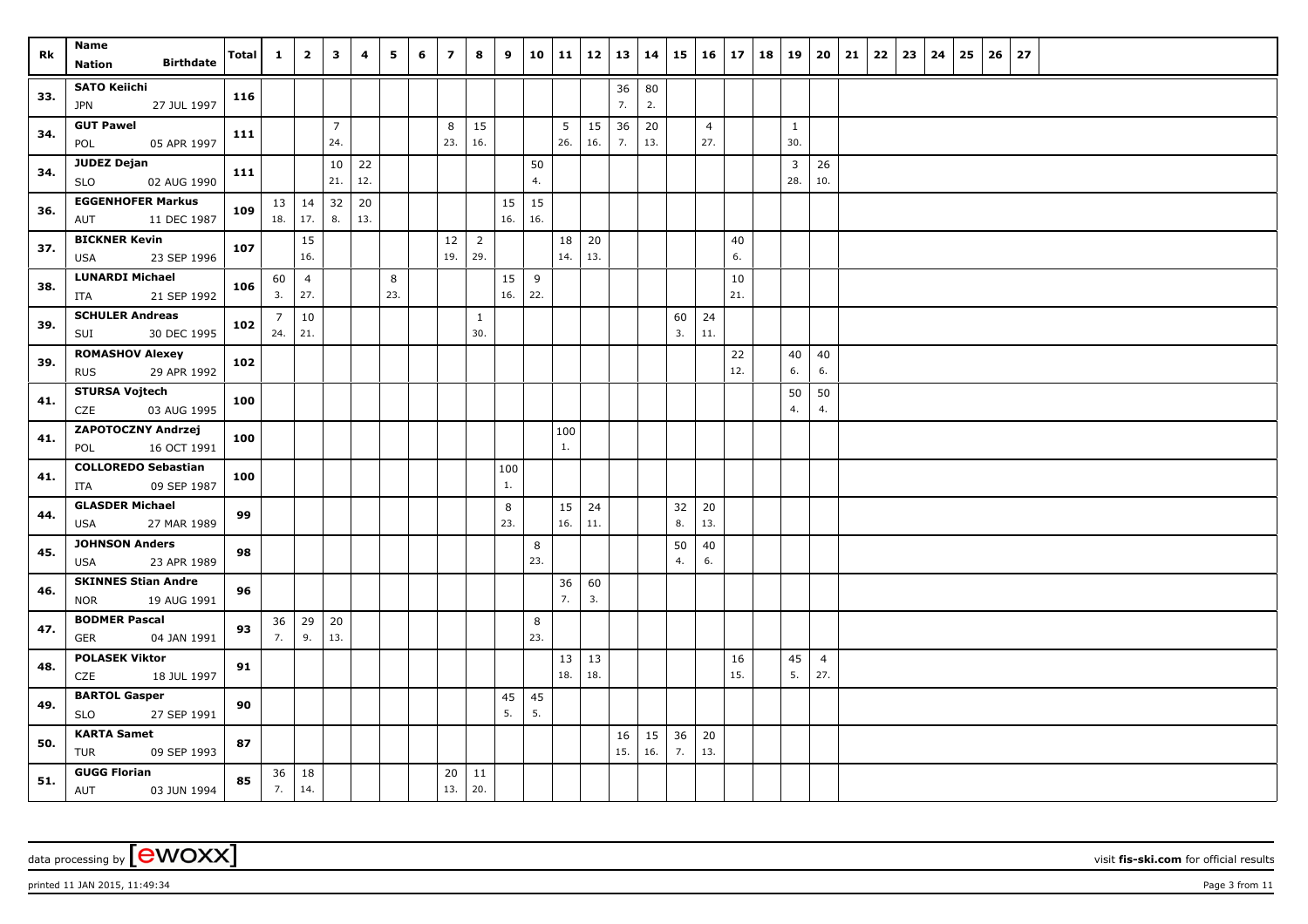| Rk | Name Nation Birthdate | Total | 1 | 2 | 3 | 4 | 5 | 6 | 7 | 8 | 9 | 10 | 11 | 12 | 13 | 14 | 15 | 16 | 17 | 18 | 19 | 20 | 21 | 22 | 23 | 24 | 25 | 26 | 27 |
|---|---|---|---|---|---|---|---|---|---|---|---|---|---|---|---|---|---|---|---|---|---|---|---|---|---|---|---|---|---|
| 33. | SATO Keiichi JPN 27 JUL 1997 | 116 | | | | | | | | | | | | | 36 7. | 80 2. | | | | | | | | | | | | | |
| 34. | GUT Pawel POL 05 APR 1997 | 111 | | | 7 24. | | | | 8 23. | 15 16. | | | 5 26. | 15 16. | 36 7. | 20 13. | | 4 27. | | | 1 30. | | | | | | | | |
| 34. | JUDEZ Dejan SLO 02 AUG 1990 | 111 | | | 10 21. | 22 12. | | | | | | 50 4. | | | | | | | | | 3 28. | 26 10. | | | | | | | |
| 36. | EGGENHOFER Markus AUT 11 DEC 1987 | 109 | 13 18. | 14 17. | 32 8. | 20 13. | | | | | 15 16. | 15 16. | | | | | | | | | | | | | | | | | |
| 37. | BICKNER Kevin USA 23 SEP 1996 | 107 | | 15 16. | | | | | 12 19. | 2 29. | | | 18 14. | 20 13. | | | | | 40 6. | | | | | | | | | | |
| 38. | LUNARDI Michael ITA 21 SEP 1992 | 106 | 60 3. | 4 27. | | | 8 23. | | | | 15 16. | 9 22. | | | | | | | 10 21. | | | | | | | | | | |
| 39. | SCHULER Andreas SUI 30 DEC 1995 | 102 | 7 24. | 10 21. | | | | | | 1 30. | | | | | | | 60 3. | 24 11. | | | | | | | | | | | |
| 39. | ROMASHOV Alexey RUS 29 APR 1992 | 102 | | | | | | | | | | | | | | | | | 22 12. | | 40 6. | 40 6. | | | | | | | |
| 41. | STURSA Vojtech CZE 03 AUG 1995 | 100 | | | | | | | | | | | | | | | | | | | 50 4. | 50 4. | | | | | | | |
| 41. | ZAPOTOCZNY Andrzej POL 16 OCT 1991 | 100 | | | | | | | | | | | 100 1. | | | | | | | | | | | | | | | | |
| 41. | COLLOREDO Sebastian ITA 09 SEP 1987 | 100 | | | | | | | | | 100 1. | | | | | | | | | | | | | | | | | | |
| 44. | GLASDER Michael USA 27 MAR 1989 | 99 | | | | | | | | | 8 23. | | 15 16. | 24 11. | | | 32 8. | 20 13. | | | | | | | | | | | |
| 45. | JOHNSON Anders USA 23 APR 1989 | 98 | | | | | | | | | | 8 23. | | | | | 50 4. | 40 6. | | | | | | | | | | | |
| 46. | SKINNES Stian Andre NOR 19 AUG 1991 | 96 | | | | | | | | | | | 36 7. | 60 3. | | | | | | | | | | | | | | | |
| 47. | BODMER Pascal GER 04 JAN 1991 | 93 | 36 7. | 29 9. | 20 13. | | | | | | | 8 23. | | | | | | | | | | | | | | | | | |
| 48. | POLASEK Viktor CZE 18 JUL 1997 | 91 | | | | | | | | | | | 13 18. | 13 18. | | | | | 16 15. | | 45 5. | 4 27. | | | | | | | |
| 49. | BARTOL Gasper SLO 27 SEP 1991 | 90 | | | | | | | | | 45 5. | 45 5. | | | | | | | | | | | | | | | | | |
| 50. | KARTA Samet TUR 09 SEP 1993 | 87 | | | | | | | | | | | | | 16 15. | 15 16. | 36 7. | 20 13. | | | | | | | | | | | |
| 51. | GUGG Florian AUT 03 JUN 1994 | 85 | 36 7. | 18 14. | | | | | 20 13. | 11 20. | | | | | | | | | | | | | | | | | | | |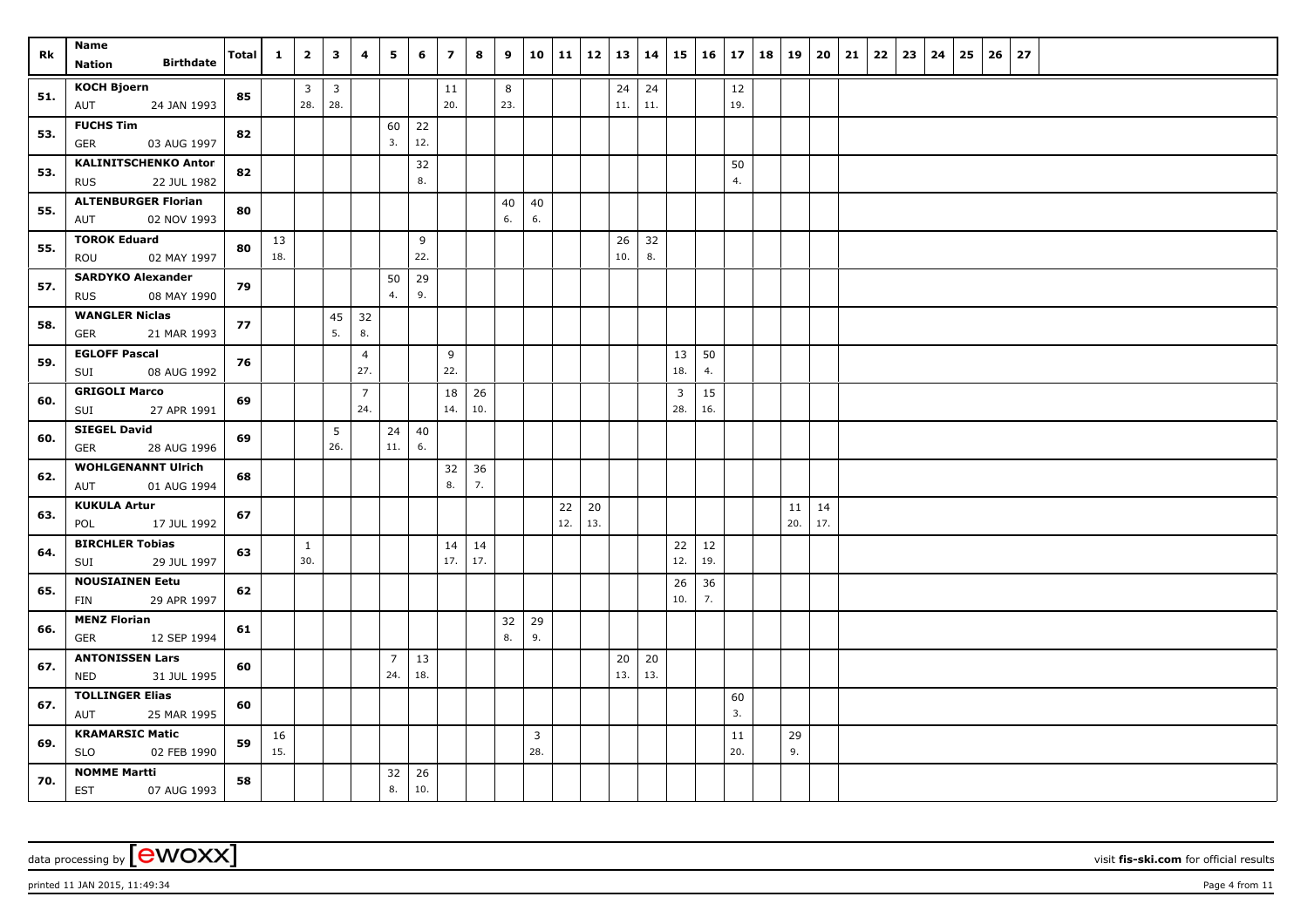| Rk | Name Nation Birthdate | Total | 1 | 2 | 3 | 4 | 5 | 6 | 7 | 8 | 9 | 10 | 11 | 12 | 13 | 14 | 15 | 16 | 17 | 18 | 19 | 20 | 21 | 22 | 23 | 24 | 25 | 26 | 27 |
|---|---|---|---|---|---|---|---|---|---|---|---|---|---|---|---|---|---|---|---|---|---|---|---|---|---|---|---|---|---|
| 51. | KOCH Bjoern AUT 24 JAN 1993 | 85 | | 3 28. | 3 28. | | | | 11 20. | | 8 23. | | | | 24 11. | 24 11. | | | 12 19. | | | | | | | | | | |
| 53. | FUCHS Tim GER 03 AUG 1997 | 82 | | | | | 60 3. | 22 12. | | | | | | | | | | | | | | | | | | | | | |
| 53. | KALINITSCHENKO Anton RUS 22 JUL 1982 | 82 | | | | | | 32 8. | | | | | | | | | | | 50 4. | | | | | | | | | | |
| 55. | ALTENBURGER Florian AUT 02 NOV 1993 | 80 | | | | | | | | | 40 6. | 40 6. | | | | | | | | | | | | | | | | | |
| 55. | TOROK Eduard ROU 02 MAY 1997 | 80 | 13 18. | | | | | 9 22. | | | | | | | 26 10. | 32 8. | | | | | | | | | | | | | |
| 57. | SARDYKO Alexander RUS 08 MAY 1990 | 79 | | | | | 50 4. | 29 9. | | | | | | | | | | | | | | | | | | | | | |
| 58. | WANGLER Niclas GER 21 MAR 1993 | 77 | | | 45 5. | 32 8. | | | | | | | | | | | | | | | | | | | | | | | |
| 59. | EGLOFF Pascal SUI 08 AUG 1992 | 76 | | | | 4 27. | | | 9 22. | | | | | | | | 13 18. | 50 4. | | | | | | | | | | | |
| 60. | GRIGOLI Marco SUI 27 APR 1991 | 69 | | | | 7 24. | | | 18 14. | 26 10. | | | | | | | 3 28. | 15 16. | | | | | | | | | | | |
| 60. | SIEGEL David GER 28 AUG 1996 | 69 | | | 5 26. | | 24 11. | 40 6. | | | | | | | | | | | | | | | | | | | | | |
| 62. | WOHLGENANNT Ulrich AUT 01 AUG 1994 | 68 | | | | | | | 32 8. | 36 7. | | | | | | | | | | | | | | | | | | | |
| 63. | KUKULA Artur POL 17 JUL 1992 | 67 | | | | | | | | | | | 22 12. | 20 13. | | | | | | | 11 20. | 14 17. | | | | | | | |
| 64. | BIRCHLER Tobias SUI 29 JUL 1997 | 63 | | 1 30. | | | | | 14 17. | 14 17. | | | | | | | 22 12. | 12 19. | | | | | | | | | | | |
| 65. | NOUSIAINEN Eetu FIN 29 APR 1997 | 62 | | | | | | | | | | | | | | | 26 10. | 36 7. | | | | | | | | | | | |
| 66. | MENZ Florian GER 12 SEP 1994 | 61 | | | | | | | | | 32 8. | 29 9. | | | | | | | | | | | | | | | | | |
| 67. | ANTONISSEN Lars NED 31 JUL 1995 | 60 | | | | | 7 24. | 13 18. | | | | | | | 20 13. | 20 13. | | | | | | | | | | | | | |
| 67. | TOLLINGER Elias AUT 25 MAR 1995 | 60 | | | | | | | | | | | | | | | | | 60 3. | | | | | | | | | | |
| 69. | KRAMARSIC Matic SLO 02 FEB 1990 | 59 | 16 15. | | | | | | | | | 3 28. | | | | | | | 11 20. | | 29 9. | | | | | | | | |
| 70. | NOMME Martti EST 07 AUG 1993 | 58 | | | | | 32 8. | 26 10. | | | | | | | | | | | | | | | | | | | | | |

data processing by [ewoxx] — visit fis-ski.com for official results

printed 11 JAN 2015, 11:49:34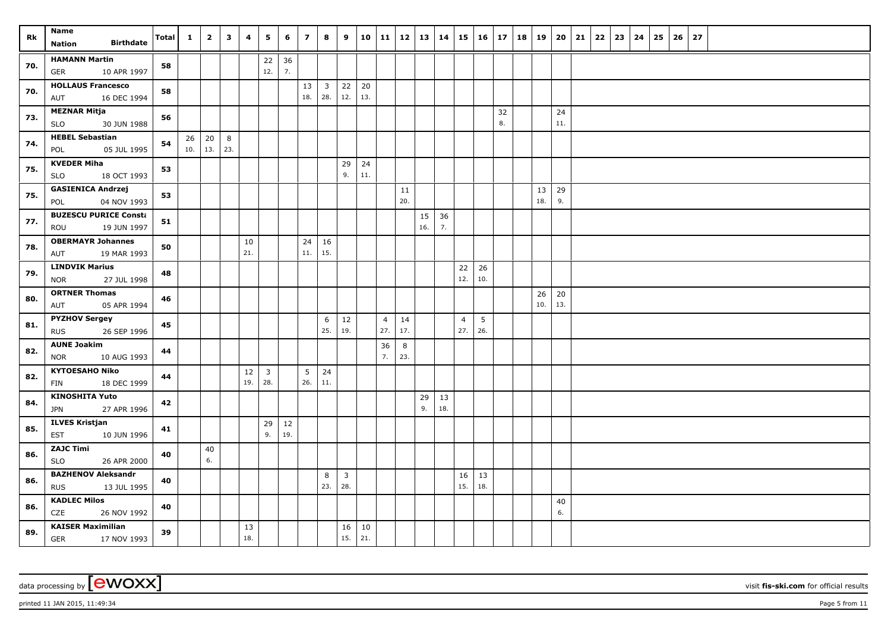| Rk | Name<br>Nation Birthdate | Total | 1 | 2 | 3 | 4 | 5 | 6 | 7 | 8 | 9 | 10 | 11 | 12 | 13 | 14 | 15 | 16 | 17 | 18 | 19 | 20 | 21 | 22 | 23 | 24 | 25 | 26 | 27 |
|---|---|---|---|---|---|---|---|---|---|---|---|---|---|---|---|---|---|---|---|---|---|---|---|---|---|---|---|---|---|
| 70. | **HAMANN Martin**<br>GER 10 APR 1997 | 58 | | | | | 22<br>12. | 36<br>7. | | | | | | | | | | | | | | | | | | | | | |
| 70. | **HOLLAUS Francesco**<br>AUT 16 DEC 1994 | 58 | | | | | | | 13<br>18. | 3<br>28. | 22<br>12. | 20<br>13. | | | | | | | | | | | | | | | | | |
| 73. | **MEZNAR Mitja**<br>SLO 30 JUN 1988 | 56 | | | | | | | | | | | | | | | | | 32<br>8. | | | 24<br>11. | | | | | | | |
| 74. | **HEBEL Sebastian**<br>POL 05 JUL 1995 | 54 | 26<br>10. | 20<br>13. | 8<br>23. | | | | | | | | | | | | | | | | | | | | | | | | |
| 75. | **KVEDER Miha**<br>SLO 18 OCT 1993 | 53 | | | | | | | | | 29<br>9. | 24<br>11. | | | | | | | | | | | | | | | | | |
| 75. | **GASIENICA Andrzej**<br>POL 04 NOV 1993 | 53 | | | | | | | | | | | | 11<br>20. | | | | | | | 13<br>18. | 29<br>9. | | | | | | | |
| 77. | **BUZESCU PURICE Consta**<br>ROU 19 JUN 1997 | 51 | | | | | | | | | | | | | 15<br>16. | 36<br>7. | | | | | | | | | | | | | |
| 78. | **OBERMAYR Johannes**<br>AUT 19 MAR 1993 | 50 | | | | 10<br>21. | | | 24<br>11. | 16<br>15. | | | | | | | | | | | | | | | | | | | |
| 79. | **LINDVIK Marius**<br>NOR 27 JUL 1998 | 48 | | | | | | | | | | | | | | | 22<br>12. | 26<br>10. | | | | | | | | | | | |
| 80. | **ORTNER Thomas**<br>AUT 05 APR 1994 | 46 | | | | | | | | | | | | | | | | | | | 26<br>10. | 20<br>13. | | | | | | | |
| 81. | **PYZHOV Sergey**<br>RUS 26 SEP 1996 | 45 | | | | | | | | 6<br>25. | 12<br>19. | | 4<br>27. | 14<br>17. | | | 4<br>27. | 5<br>26. | | | | | | | | | | | |
| 82. | **AUNE Joakim**<br>NOR 10 AUG 1993 | 44 | | | | | | | | | | | 36<br>7. | 8<br>23. | | | | | | | | | | | | | | | |
| 82. | **KYTOESAHO Niko**<br>FIN 18 DEC 1999 | 44 | | | | 12<br>19. | 3<br>28. | | 5<br>26. | 24<br>11. | | | | | | | | | | | | | | | | | | | |
| 84. | **KINOSHITA Yuto**<br>JPN 27 APR 1996 | 42 | | | | | | | | | | | | | 29<br>9. | 13<br>18. | | | | | | | | | | | | | |
| 85. | **ILVES Kristjan**<br>EST 10 JUN 1996 | 41 | | | | | 29<br>9. | 12<br>19. | | | | | | | | | | | | | | | | | | | | | |
| 86. | **ZAJC Timi**<br>SLO 26 APR 2000 | 40 | | 40<br>6. | | | | | | | | | | | | | | | | | | | | | | | | | |
| 86. | **BAZHENOV Aleksandr**<br>RUS 13 JUL 1995 | 40 | | | | | | | | 8<br>23. | 3<br>28. | | | | | | 16<br>15. | 13<br>18. | | | | | | | | | | | |
| 86. | **KADLEC Milos**<br>CZE 26 NOV 1992 | 40 | | | | | | | | | | | | | | | | | | | | 40<br>6. | | | | | | | |
| 89. | **KAISER Maximilian**<br>GER 17 NOV 1993 | 39 | | | | 13<br>18. | | | | | 16<br>15. | 10<br>21. | | | | | | | | | | | | | | | | | |

data processing by [ewoxx] visit **fis-ski.com** for official results

printed 11 JAN 2015, 11:49:34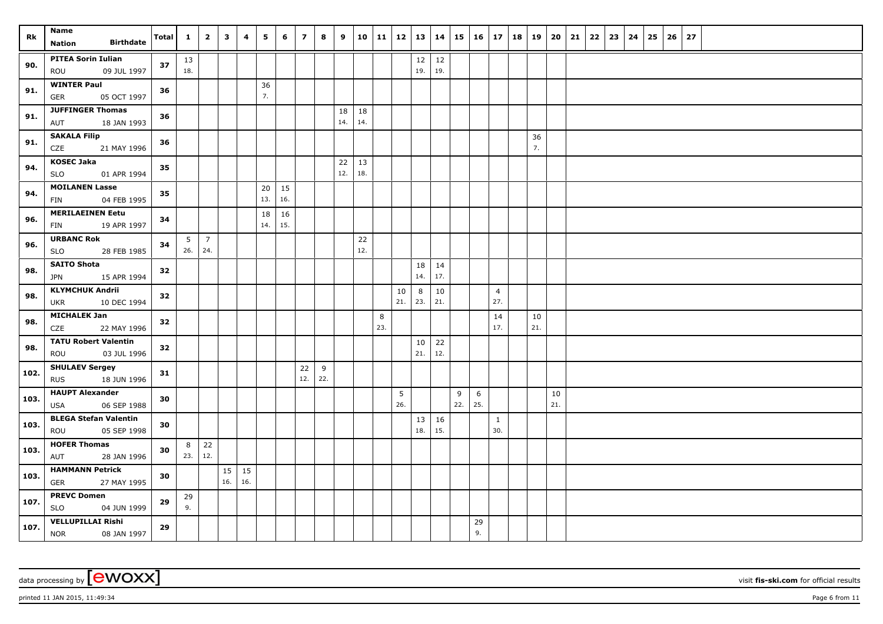| Rk | Name<br>Nation Birthdate | Total | 1 | 2 | 3 | 4 | 5 | 6 | 7 | 8 | 9 | 10 | 11 | 12 | 13 | 14 | 15 | 16 | 17 | 18 | 19 | 20 | 21 | 22 | 23 | 24 | 25 | 26 | 27 |
|---|---|---|---|---|---|---|---|---|---|---|---|---|---|---|---|---|---|---|---|---|---|---|---|---|---|---|---|---|---|
| 90. | PITEA Sorin Iulian<br>ROU 09 JUL 1997 | 37 | 13<br>18. | | | | | | | | | | | | 12<br>19. | 12<br>19. | | | | | | | | | | | | | |
| 91. | WINTER Paul<br>GER 05 OCT 1997 | 36 | | | | | 36<br>7. | | | | | | | | | | | | | | | | | | | | | | |
| 91. | JUFFINGER Thomas<br>AUT 18 JAN 1993 | 36 | | | | | | | | | 18<br>14. | 18<br>14. | | | | | | | | | | | | | | | | | |
| 91. | SAKALA Filip<br>CZE 21 MAY 1996 | 36 | | | | | | | | | | | | | | | | | | | 36<br>7. | | | | | | | | |
| 94. | KOSEC Jaka<br>SLO 01 APR 1994 | 35 | | | | | | | | | 22<br>12. | 13<br>18. | | | | | | | | | | | | | | | | | |
| 94. | MOILANEN Lasse<br>FIN 04 FEB 1995 | 35 | | | | | 20<br>13. | 15<br>16. | | | | | | | | | | | | | | | | | | | | | |
| 96. | MERILAEINEN Eetu<br>FIN 19 APR 1997 | 34 | | | | | 18<br>14. | 16<br>15. | | | | | | | | | | | | | | | | | | | | | |
| 96. | URBANC Rok<br>SLO 28 FEB 1985 | 34 | 5<br>26. | 7<br>24. | | | | | | | | 22<br>12. | | | | | | | | | | | | | | | | | |
| 98. | SAITO Shota<br>JPN 15 APR 1994 | 32 | | | | | | | | | | | | | 18<br>14. | 14<br>17. | | | | | | | | | | | | | |
| 98. | KLYMCHUK Andrii<br>UKR 10 DEC 1994 | 32 | | | | | | | | | | | | 10<br>21. | 8<br>23. | 10<br>21. | | | 4<br>27. | | | | | | | | | | |
| 98. | MICHALEK Jan<br>CZE 22 MAY 1996 | 32 | | | | | | | | | | | 8<br>23. | | | | | | 14<br>17. | | 10<br>21. | | | | | | | | |
| 98. | TATU Robert Valentin<br>ROU 03 JUL 1996 | 32 | | | | | | | | | | | | | 10<br>21. | 22<br>12. | | | | | | | | | | | | | |
| 102. | SHULAEV Sergey<br>RUS 18 JUN 1996 | 31 | | | | | | | 22<br>12. | 9<br>22. | | | | | | | | | | | | | | | | | | | |
| 103. | HAUPT Alexander<br>USA 06 SEP 1988 | 30 | | | | | | | | | | | | 5<br>26. | | | 9<br>22. | 6<br>25. | | | | 10<br>21. | | | | | | | |
| 103. | BLEGA Stefan Valentin<br>ROU 05 SEP 1998 | 30 | | | | | | | | | | | | | 13<br>18. | 16<br>15. | | | 1<br>30. | | | | | | | | | | |
| 103. | HOFER Thomas<br>AUT 28 JAN 1996 | 30 | 8<br>23. | 22<br>12. | | | | | | | | | | | | | | | | | | | | | | | | | |
| 103. | HAMMANN Petrick<br>GER 27 MAY 1995 | 30 | | | 15<br>16. | 15<br>16. | | | | | | | | | | | | | | | | | | | | | | | |
| 107. | PREVC Domen<br>SLO 04 JUN 1999 | 29 | 29<br>9. | | | | | | | | | | | | | | | | | | | | | | | | | | |
| 107. | VELLUPILLAI Rishi<br>NOR 08 JAN 1997 | 29 | | | | | | | | | | | | | | | | 29<br>9. | | | | | | | | | | | |

data processing by [ewoxx] visit fis-ski.com for official results

printed 11 JAN 2015, 11:49:34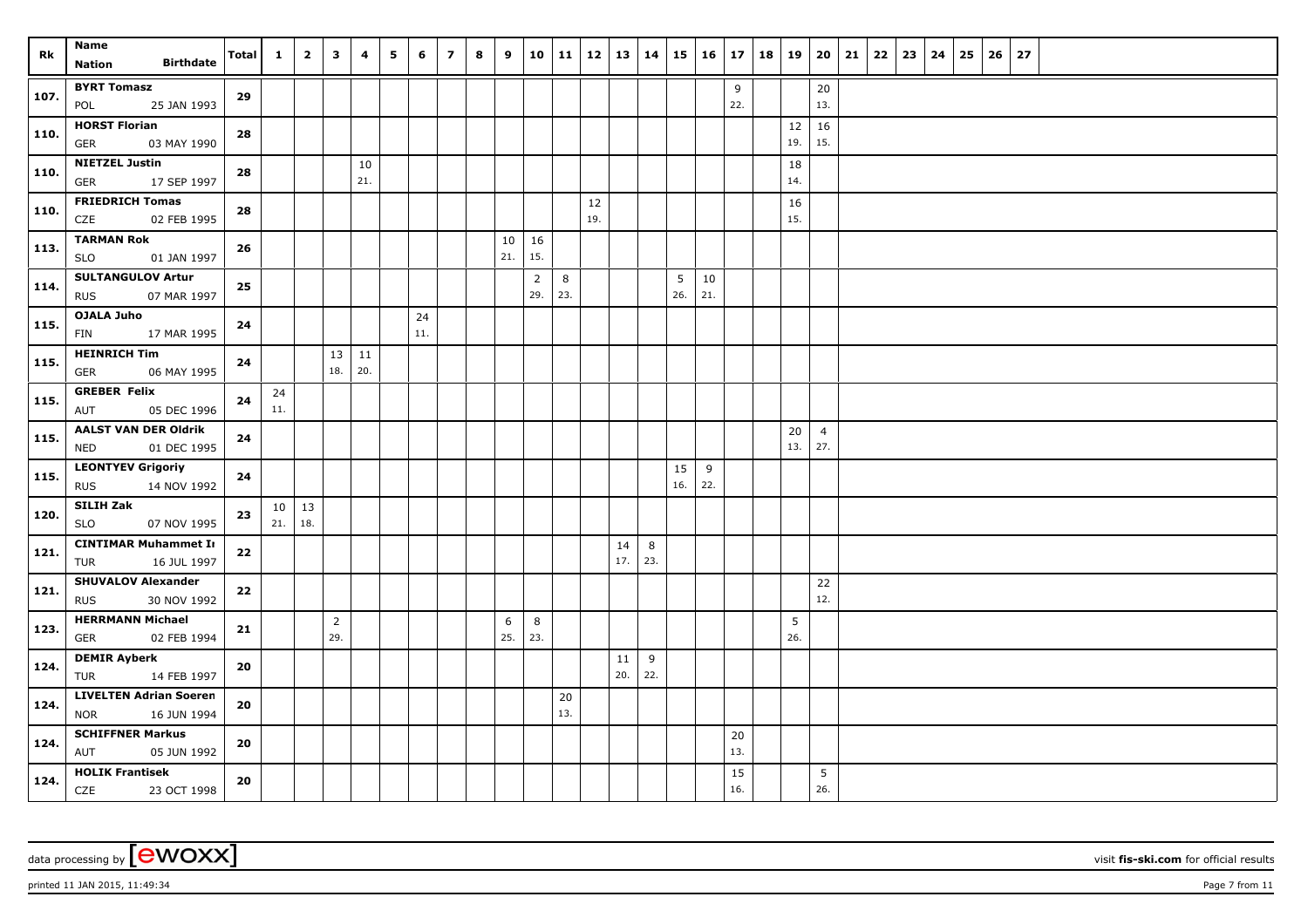| Rk | Name<br>Nation Birthdate | Total | 1 | 2 | 3 | 4 | 5 | 6 | 7 | 8 | 9 | 10 | 11 | 12 | 13 | 14 | 15 | 16 | 17 | 18 | 19 | 20 | 21 | 22 | 23 | 24 | 25 | 26 | 27 |
|---|---|---|---|---|---|---|---|---|---|---|---|---|---|---|---|---|---|---|---|---|---|---|---|---|---|---|---|---|---|
| 107. | **BYRT Tomasz**<br>POL 25 JAN 1993 | 29 | | | | | | | | | | | | | | | | | 9<br>22. | | | 20<br>13. | | | | | | | |
| 110. | **HORST Florian**<br>GER 03 MAY 1990 | 28 | | | | | | | | | | | | | | | | | | | 12<br>19. | 16<br>15. | | | | | | | |
| 110. | **NIETZEL Justin**<br>GER 17 SEP 1997 | 28 | | | | 10<br>21. | | | | | | | | | | | | | | | 18<br>14. | | | | | | | | |
| 110. | **FRIEDRICH Tomas**<br>CZE 02 FEB 1995 | 28 | | | | | | | | | | | | 12<br>19. | | | | | | | 16<br>15. | | | | | | | | |
| 113. | **TARMAN Rok**<br>SLO 01 JAN 1997 | 26 | | | | | | | | | 10<br>21. | 16<br>15. | | | | | | | | | | | | | | | | | |
| 114. | **SULTANGULOV Artur**<br>RUS 07 MAR 1997 | 25 | | | | | | | | | | 2<br>29. | 8<br>23. | | | | 5<br>26. | 10<br>21. | | | | | | | | | | | |
| 115. | **OJALA Juho**<br>FIN 17 MAR 1995 | 24 | | | | | | 24<br>11. | | | | | | | | | | | | | | | | | | | | | |
| 115. | **HEINRICH Tim**<br>GER 06 MAY 1995 | 24 | | | 13<br>18. | 11<br>20. | | | | | | | | | | | | | | | | | | | | | | | |
| 115. | **GREBER Felix**<br>AUT 05 DEC 1996 | 24 | 24<br>11. | | | | | | | | | | | | | | | | | | | | | | | | | | |
| 115. | **AALST VAN DER Oldrik**<br>NED 01 DEC 1995 | 24 | | | | | | | | | | | | | | | | | | | 20<br>13. | 4<br>27. | | | | | | | |
| 115. | **LEONTYEV Grigoriy**<br>RUS 14 NOV 1992 | 24 | | | | | | | | | | | | | | | 15<br>16. | 9<br>22. | | | | | | | | | | | |
| 120. | **SILIH Zak**<br>SLO 07 NOV 1995 | 23 | 10<br>21. | 13<br>18. | | | | | | | | | | | | | | | | | | | | | | | | | |
| 121. | **CINTIMAR Muhammet Ir**<br>TUR 16 JUL 1997 | 22 | | | | | | | | | | | | | 14<br>17. | 8<br>23. | | | | | | | | | | | | | |
| 121. | **SHUVALOV Alexander**<br>RUS 30 NOV 1992 | 22 | | | | | | | | | | | | | | | | | | | | 22<br>12. | | | | | | | |
| 123. | **HERRMANN Michael**<br>GER 02 FEB 1994 | 21 | | | 2<br>29. | | | | | | 6<br>25. | 8<br>23. | | | | | | | | | 5<br>26. | | | | | | | | |
| 124. | **DEMIR Ayberk**<br>TUR 14 FEB 1997 | 20 | | | | | | | | | | | | | 11<br>20. | 9<br>22. | | | | | | | | | | | | | |
| 124. | **LIVELTEN Adrian Soeren**<br>NOR 16 JUN 1994 | 20 | | | | | | | | | | | 20<br>13. | | | | | | | | | | | | | | | | |
| 124. | **SCHIFFNER Markus**<br>AUT 05 JUN 1992 | 20 | | | | | | | | | | | | | | | | | 20<br>13. | | | | | | | | | | |
| 124. | **HOLIK Frantisek**<br>CZE 23 OCT 1998 | 20 | | | | | | | | | | | | | | | | | 15<br>16. | | | 5<br>26. | | | | | | | |

data processing by [ewoxx] visit **fis-ski.com** for official results

printed 11 JAN 2015, 11:49:34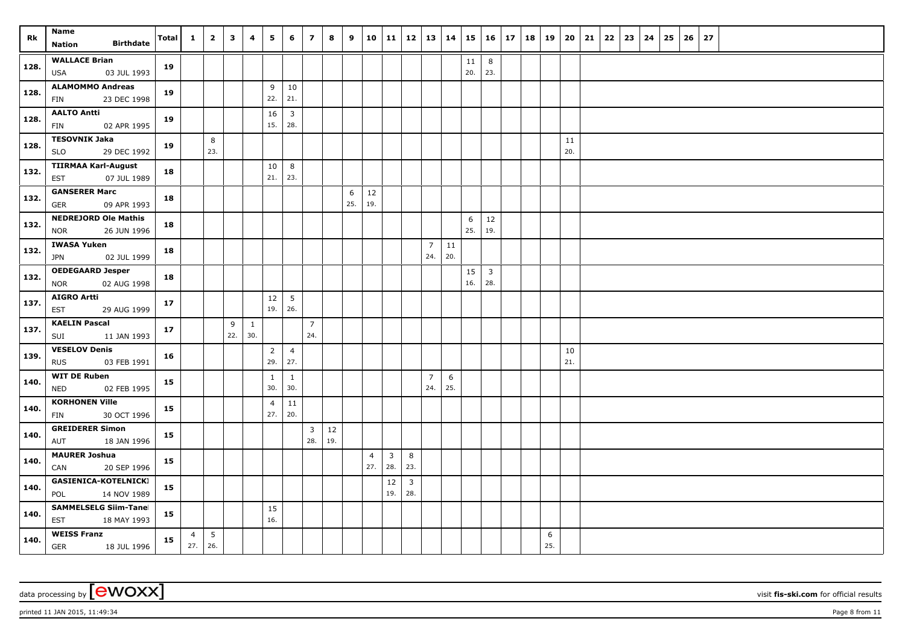| Rk | Name<br>Nation Birthdate | Total | 1 | 2 | 3 | 4 | 5 | 6 | 7 | 8 | 9 | 10 | 11 | 12 | 13 | 14 | 15 | 16 | 17 | 18 | 19 | 20 | 21 | 22 | 23 | 24 | 25 | 26 | 27 |
|---|---|---|---|---|---|---|---|---|---|---|---|---|---|---|---|---|---|---|---|---|---|---|---|---|---|---|---|---|---|
| 128. | WALLACE Brian<br>USA 03 JUL 1993 | 19 | | | | | | | | | | | | | | | 11<br>20. | 8<br>23. | | | | | | | | | | | |
| 128. | ALAMOMMO Andreas<br>FIN 23 DEC 1998 | 19 | | | | | 9<br>22. | 10<br>21. | | | | | | | | | | | | | | | | | | | | | |
| 128. | AALTO Antti<br>FIN 02 APR 1995 | 19 | | | | | 16<br>15. | 3<br>28. | | | | | | | | | | | | | | | | | | | | | |
| 128. | TESOVNIK Jaka<br>SLO 29 DEC 1992 | 19 | | 8<br>23. | | | | | | | | | | | | | | | | | | 11<br>20. | | | | | | | |
| 132. | TIIRMAA Karl-August<br>EST 07 JUL 1989 | 18 | | | | | 10<br>21. | 8<br>23. | | | | | | | | | | | | | | | | | | | | | |
| 132. | GANSERER Marc<br>GER 09 APR 1993 | 18 | | | | | | | | | 6<br>25. | 12<br>19. | | | | | | | | | | | | | | | | | |
| 132. | NEDREJORD Ole Mathis<br>NOR 26 JUN 1996 | 18 | | | | | | | | | | | | | | | 6<br>25. | 12<br>19. | | | | | | | | | | | |
| 132. | IWASA Yuken<br>JPN 02 JUL 1999 | 18 | | | | | | | | | | | | | 7<br>24. | 11<br>20. | | | | | | | | | | | | | |
| 132. | OEDEGAARD Jesper<br>NOR 02 AUG 1998 | 18 | | | | | | | | | | | | | | | 15<br>16. | 3<br>28. | | | | | | | | | | | |
| 137. | AIGRO Artti<br>EST 29 AUG 1999 | 17 | | | | | 12<br>19. | 5<br>26. | | | | | | | | | | | | | | | | | | | | | |
| 137. | KAELIN Pascal<br>SUI 11 JAN 1993 | 17 | | | 9<br>22. | 1<br>30. | | | 7<br>24. | | | | | | | | | | | | | | | | | | | | |
| 139. | VESELOV Denis<br>RUS 03 FEB 1991 | 16 | | | | | 2<br>29. | 4<br>27. | | | | | | | | | | | | | | 10<br>21. | | | | | | | |
| 140. | WIT DE Ruben<br>NED 02 FEB 1995 | 15 | | | | | 1<br>30. | 1<br>30. | | | | | | | 7<br>24. | 6<br>25. | | | | | | | | | | | | | |
| 140. | KORHONEN Ville<br>FIN 30 OCT 1996 | 15 | | | | | 4<br>27. | 11<br>20. | | | | | | | | | | | | | | | | | | | | | |
| 140. | GREIDERER Simon<br>AUT 18 JAN 1996 | 15 | | | | | | | 3<br>28. | 12<br>19. | | | | | | | | | | | | | | | | | | | |
| 140. | MAURER Joshua<br>CAN 20 SEP 1996 | 15 | | | | | | | | | | 4<br>27. | 3<br>28. | 8<br>23. | | | | | | | | | | | | | | | |
| 140. | GASIENICA-KOTELNICKI<br>POL 14 NOV 1989 | 15 | | | | | | | | | | | 12<br>19. | 3<br>28. | | | | | | | | | | | | | | | |
| 140. | SAMMELSELG Siim-Tanel<br>EST 18 MAY 1993 | 15 | | | | | 15<br>16. | | | | | | | | | | | | | | | | | | | | | | |
| 140. | WEISS Franz<br>GER 18 JUL 1996 | 15 | 4<br>27. | 5<br>26. | | | | | | | | | | | | | | | | | 6<br>25. | | | | | | | | |

data processing by [ewoxx] visit fis-ski.com for official results

printed 11 JAN 2015, 11:49:34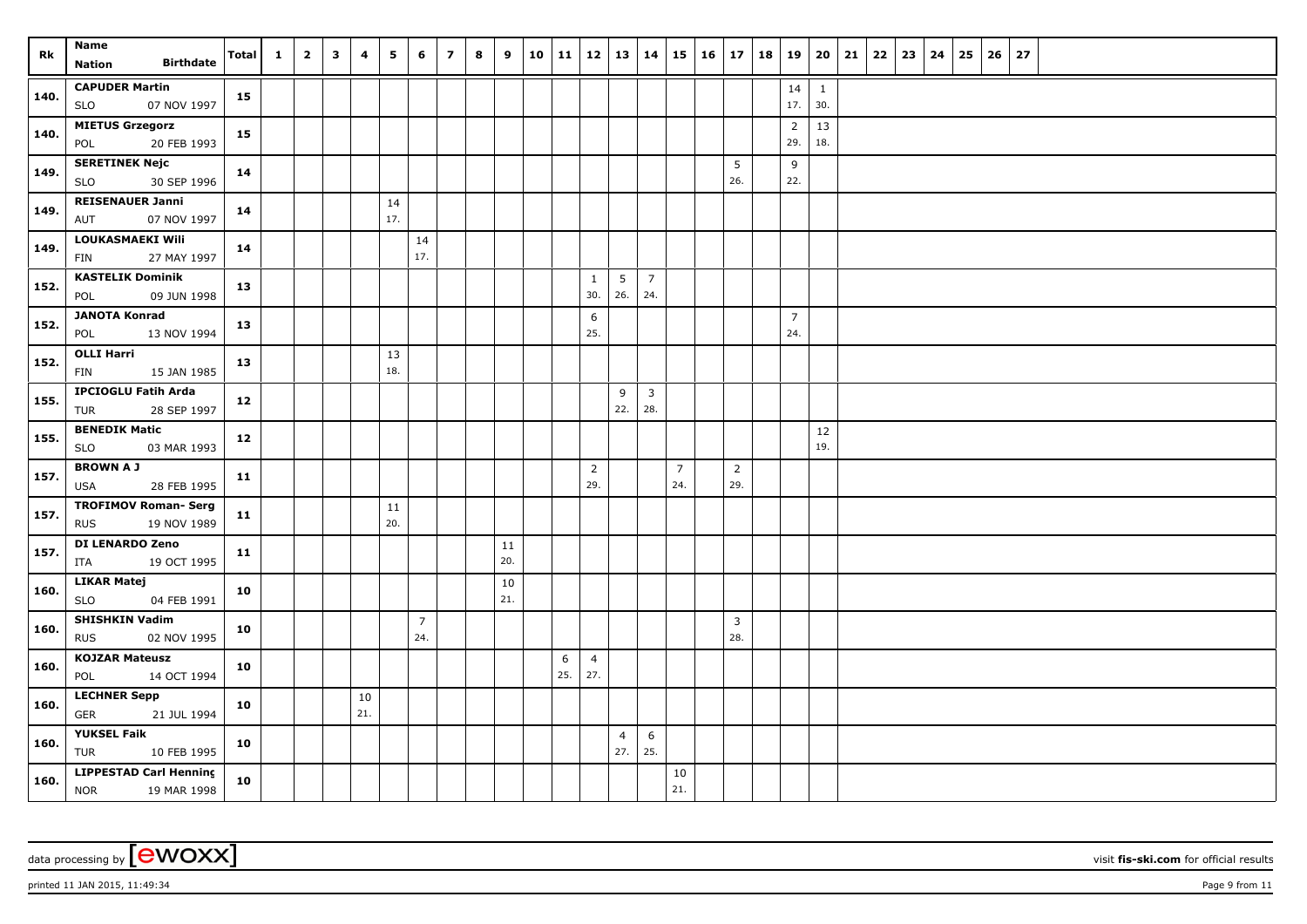| Rk | Name<br>Nation Birthdate | Total | 1 | 2 | 3 | 4 | 5 | 6 | 7 | 8 | 9 | 10 | 11 | 12 | 13 | 14 | 15 | 16 | 17 | 18 | 19 | 20 | 21 | 22 | 23 | 24 | 25 | 26 | 27 |
|---|---|---|---|---|---|---|---|---|---|---|---|---|---|---|---|---|---|---|---|---|---|---|---|---|---|---|---|---|---|
| 140. | CAPUDER Martin<br>SLO 07 NOV 1997 | 15 | | | | | | | | | | | | | | | | | | | 14<br>17. | 1<br>30. | | | | | | | |
| 140. | MIETUS Grzegorz<br>POL 20 FEB 1993 | 15 | | | | | | | | | | | | | | | | | | | 2<br>29. | 13<br>18. | | | | | | | |
| 149. | SERETINEK Nejc<br>SLO 30 SEP 1996 | 14 | | | | | | | | | | | | | | | | | 5<br>26. | | 9<br>22. | | | | | | | | |
| 149. | REISENAUER Janni<br>AUT 07 NOV 1997 | 14 | | | | | 14<br>17. | | | | | | | | | | | | | | | | | | | | | | |
| 149. | LOUKASMAEKI Wili<br>FIN 27 MAY 1997 | 14 | | | | | | 14<br>17. | | | | | | | | | | | | | | | | | | | | | |
| 152. | KASTELIK Dominik<br>POL 09 JUN 1998 | 13 | | | | | | | | | | | | 1<br>30. | 5<br>26. | 7<br>24. | | | | | | | | | | | | | |
| 152. | JANOTA Konrad<br>POL 13 NOV 1994 | 13 | | | | | | | | | | | | 6<br>25. | | | | | | | 7<br>24. | | | | | | | | |
| 152. | OLLI Harri<br>FIN 15 JAN 1985 | 13 | | | | | 13<br>18. | | | | | | | | | | | | | | | | | | | | | | |
| 155. | IPCIOGLU Fatih Arda<br>TUR 28 SEP 1997 | 12 | | | | | | | | | | | | | 9<br>22. | 3<br>28. | | | | | | | | | | | | | |
| 155. | BENEDIK Matic<br>SLO 03 MAR 1993 | 12 | | | | | | | | | | | | | | | | | | | | 12<br>19. | | | | | | | |
| 157. | BROWN A J<br>USA 28 FEB 1995 | 11 | | | | | | | | | | | | 2<br>29. | | | 7<br>24. | | 2<br>29. | | | | | | | | | | |
| 157. | TROFIMOV Roman- Serg<br>RUS 19 NOV 1989 | 11 | | | | | 11<br>20. | | | | | | | | | | | | | | | | | | | | | | |
| 157. | DI LENARDO Zeno<br>ITA 19 OCT 1995 | 11 | | | | | | | | | 11<br>20. | | | | | | | | | | | | | | | | | | |
| 160. | LIKAR Matej<br>SLO 04 FEB 1991 | 10 | | | | | | | | | 10<br>21. | | | | | | | | | | | | | | | | | | |
| 160. | SHISHKIN Vadim<br>RUS 02 NOV 1995 | 10 | | | | | | 7<br>24. | | | | | | | | | | | 3<br>28. | | | | | | | | | | |
| 160. | KOJZAR Mateusz<br>POL 14 OCT 1994 | 10 | | | | | | | | | | | 6<br>25. | 4<br>27. | | | | | | | | | | | | | | | |
| 160. | LECHNER Sepp<br>GER 21 JUL 1994 | 10 | | | | 10<br>21. | | | | | | | | | | | | | | | | | | | | | | | |
| 160. | YUKSEL Faik<br>TUR 10 FEB 1995 | 10 | | | | | | | | | | | | | 4<br>27. | 6<br>25. | | | | | | | | | | | | | |
| 160. | LIPPESTAD Carl Henning<br>NOR 19 MAR 1998 | 10 | | | | | | | | | | | | | | | 10<br>21. | | | | | | | | | | | | |

data processing by [ewoxx] visit **fis-ski.com** for official results

printed 11 JAN 2015, 11:49:34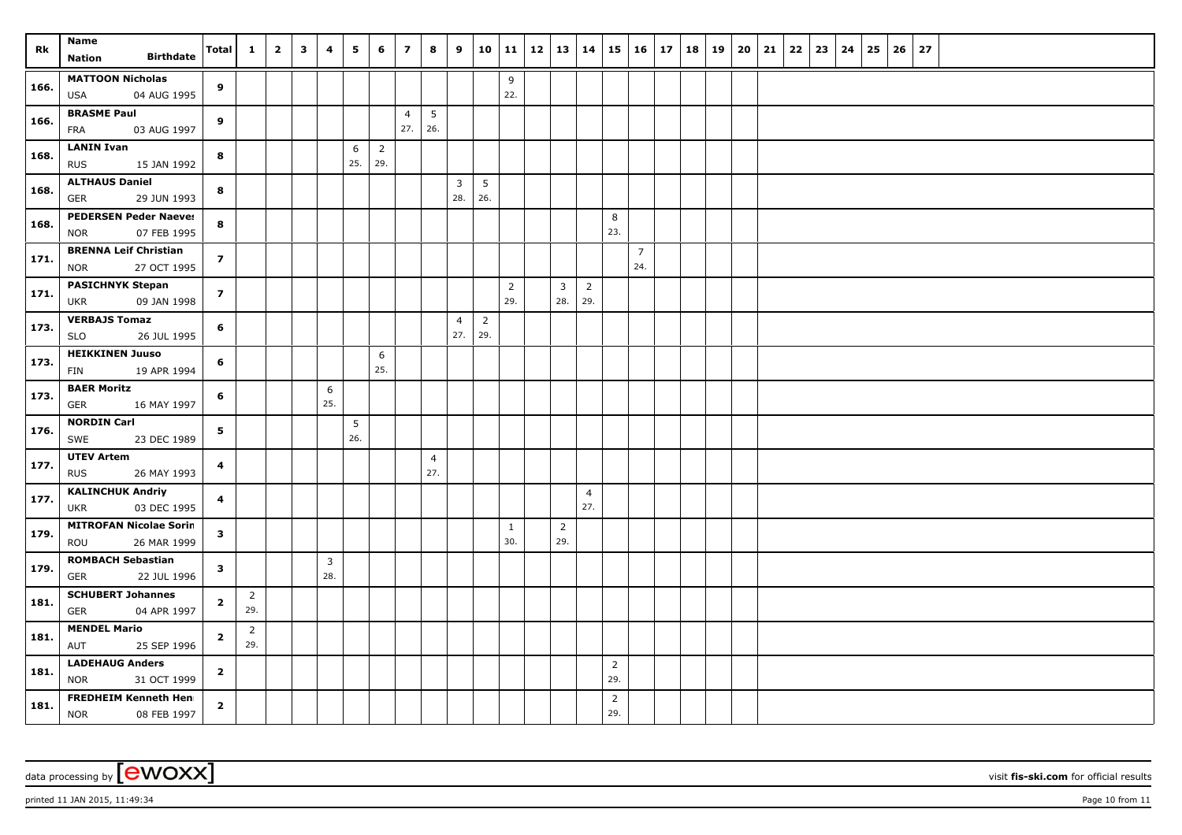| Rk | Name<br>Nation Birthdate | Total | 1 | 2 | 3 | 4 | 5 | 6 | 7 | 8 | 9 | 10 | 11 | 12 | 13 | 14 | 15 | 16 | 17 | 18 | 19 | 20 | 21 | 22 | 23 | 24 | 25 | 26 | 27 |
|---|---|---|---|---|---|---|---|---|---|---|---|---|---|---|---|---|---|---|---|---|---|---|---|---|---|---|---|---|---|
| 166. | MATTOON Nicholas<br>USA 04 AUG 1995 | 9 | | | | | | | | | | | 9<br>22. | | | | | | | | | | | | | | | | |
| 166. | BRASME Paul<br>FRA 03 AUG 1997 | 9 | | | | | | | 4<br>27. | 5<br>26. | | | | | | | | | | | | | | | | | | | |
| 168. | LANIN Ivan<br>RUS 15 JAN 1992 | 8 | | | | | 6<br>25. | 2<br>29. | | | | | | | | | | | | | | | | | | | | | |
| 168. | ALTHAUS Daniel<br>GER 29 JUN 1993 | 8 | | | | | | | | | 3<br>28. | 5<br>26. | | | | | | | | | | | | | | | | | |
| 168. | PEDERSEN Peder Naeves<br>NOR 07 FEB 1995 | 8 | | | | | | | | | | | | | | | 8<br>23. | | | | | | | | | | | | |
| 171. | BRENNA Leif Christian<br>NOR 27 OCT 1995 | 7 | | | | | | | | | | | | | | | | 7<br>24. | | | | | | | | | | | |
| 171. | PASICHNYK Stepan<br>UKR 09 JAN 1998 | 7 | | | | | | | | | | | 2<br>29. | | 3<br>28. | 2<br>29. | | | | | | | | | | | | | |
| 173. | VERBAJS Tomaz<br>SLO 26 JUL 1995 | 6 | | | | | | | | | 4<br>27. | 2<br>29. | | | | | | | | | | | | | | | | | |
| 173. | HEIKKINEN Juuso<br>FIN 19 APR 1994 | 6 | | | | | | 6<br>25. | | | | | | | | | | | | | | | | | | | | | |
| 173. | BAER Moritz<br>GER 16 MAY 1997 | 6 | | | | 6<br>25. | | | | | | | | | | | | | | | | | | | | | | | |
| 176. | NORDIN Carl<br>SWE 23 DEC 1989 | 5 | | | | | 5<br>26. | | | | | | | | | | | | | | | | | | | | | | |
| 177. | UTEV Artem<br>RUS 26 MAY 1993 | 4 | | | | | | | | 4<br>27. | | | | | | | | | | | | | | | | | | | |
| 177. | KALINCHUK Andriy<br>UKR 03 DEC 1995 | 4 | | | | | | | | | | | | | | 4<br>27. | | | | | | | | | | | | | |
| 179. | MITROFAN Nicolae Sorin<br>ROU 26 MAR 1999 | 3 | | | | | | | | | | | 1<br>30. | | 2<br>29. | | | | | | | | | | | | | | |
| 179. | ROMBACH Sebastian<br>GER 22 JUL 1996 | 3 | | | | 3<br>28. | | | | | | | | | | | | | | | | | | | | | | | |
| 181. | SCHUBERT Johannes<br>GER 04 APR 1997 | 2 | 2<br>29. | | | | | | | | | | | | | | | | | | | | | | | | | | |
| 181. | MENDEL Mario<br>AUT 25 SEP 1996 | 2 | 2<br>29. | | | | | | | | | | | | | | | | | | | | | | | | | | |
| 181. | LADEHAUG Anders<br>NOR 31 OCT 1999 | 2 | | | | | | | | | | | | | | | 2<br>29. | | | | | | | | | | | | |
| 181. | FREDHEIM Kenneth Hen<br>NOR 08 FEB 1997 | 2 | | | | | | | | | | | | | | | 2<br>29. | | | | | | | | | | | | |

data processing by [ewoxx] visit **fis-ski.com** for official results

printed 11 JAN 2015, 11:49:34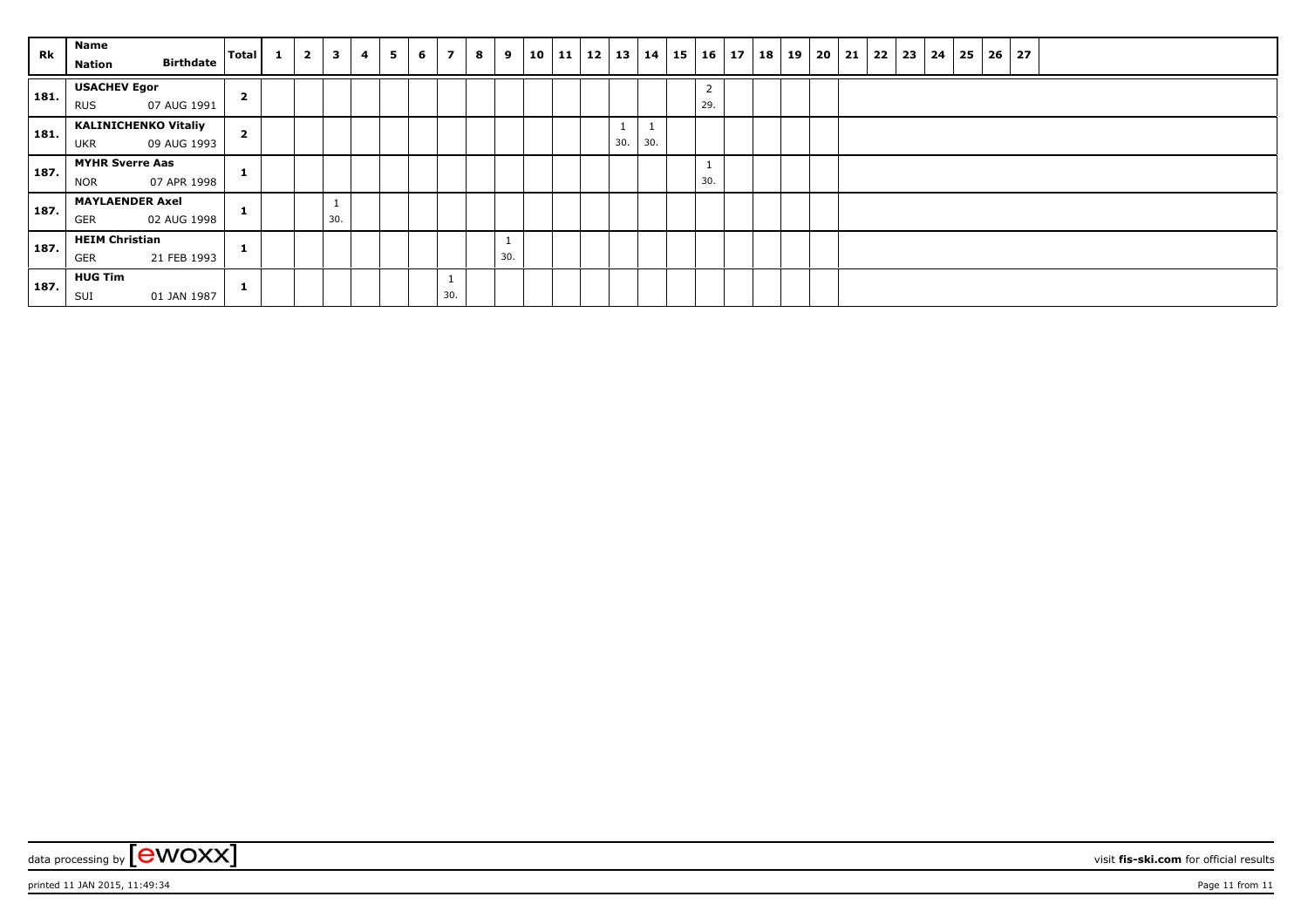| Rk | Name<br>Nation Birthdate | Total | 1 | 2 | 3 | 4 | 5 | 6 | 7 | 8 | 9 | 10 | 11 | 12 | 13 | 14 | 15 | 16 | 17 | 18 | 19 | 20 | 21 | 22 | 23 | 24 | 25 | 26 | 27 |
|---|---|---|---|---|---|---|---|---|---|---|---|---|---|---|---|---|---|---|---|---|---|---|---|---|---|---|---|---|---|
| 181. | **USACHEV Egor**<br>RUS 07 AUG 1991 | **2** | | | | | | | | | | | | | | | | 2<br>29. | | | | | | | | | | | |
| 181. | **KALINICHENKO Vitaliy**<br>UKR 09 AUG 1993 | **2** | | | | | | | | | | | | | 1<br>30. | 1<br>30. | | | | | | | | | | | | | |
| 187. | **MYHR Sverre Aas**<br>NOR 07 APR 1998 | **1** | | | | | | | | | | | | | | | | 1<br>30. | | | | | | | | | | | |
| 187. | **MAYLAENDER Axel**<br>GER 02 AUG 1998 | **1** | | | 1<br>30. | | | | | | | | | | | | | | | | | | | | | | | | |
| 187. | **HEIM Christian**<br>GER 21 FEB 1993 | **1** | | | | | | | | | 1<br>30. | | | | | | | | | | | | | | | | | | |
| 187. | **HUG Tim**<br>SUI 01 JAN 1987 | **1** | | | | | | | 1<br>30. | | | | | | | | | | | | | | | | | | | | |

data processing by [ewoxx]

visit **fis-ski.com** for official results

printed 11 JAN 2015, 11:49:34